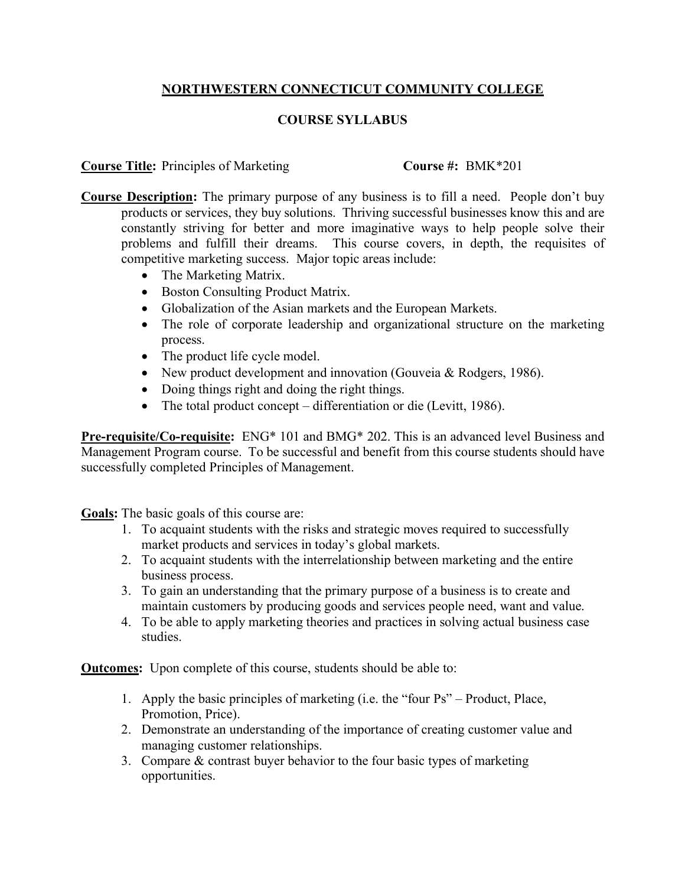# NORTHWESTERN CONNECTICUT COMMUNITY COLLEGE

## COURSE SYLLABUS

**Course Title:** Principles of Marketing **Course #:** BMK*201

**Course Description:** The primary purpose of any business is to fill a need. People don't buy products or services, they buy solutions. Thriving successful businesses know this and are constantly striving for better and more imaginative ways to help people solve their problems and fulfill their dreams. This course covers, in depth, the requisites of competitive marketing success. Major topic areas include:

- The Marketing Matrix.
- Boston Consulting Product Matrix.
- Globalization of the Asian markets and the European Markets.
- The role of corporate leadership and organizational structure on the marketing process.
- The product life cycle model.
- New product development and innovation (Gouveia & Rodgers, 1986).
- Doing things right and doing the right things.
- The total product concept – differentiation or die (Levitt, 1986).

**Pre-requisite/Co-requisite:** ENG* 101 and BMG* 202. This is an advanced level Business and Management Program course. To be successful and benefit from this course students should have successfully completed Principles of Management.

**Goals:** The basic goals of this course are:

1. To acquaint students with the risks and strategic moves required to successfully market products and services in today's global markets.
2. To acquaint students with the interrelationship between marketing and the entire business process.
3. To gain an understanding that the primary purpose of a business is to create and maintain customers by producing goods and services people need, want and value.
4. To be able to apply marketing theories and practices in solving actual business case studies.

**Outcomes:** Upon complete of this course, students should be able to:

1. Apply the basic principles of marketing (i.e. the "four Ps" – Product, Place, Promotion, Price).
2. Demonstrate an understanding of the importance of creating customer value and managing customer relationships.
3. Compare & contrast buyer behavior to the four basic types of marketing opportunities.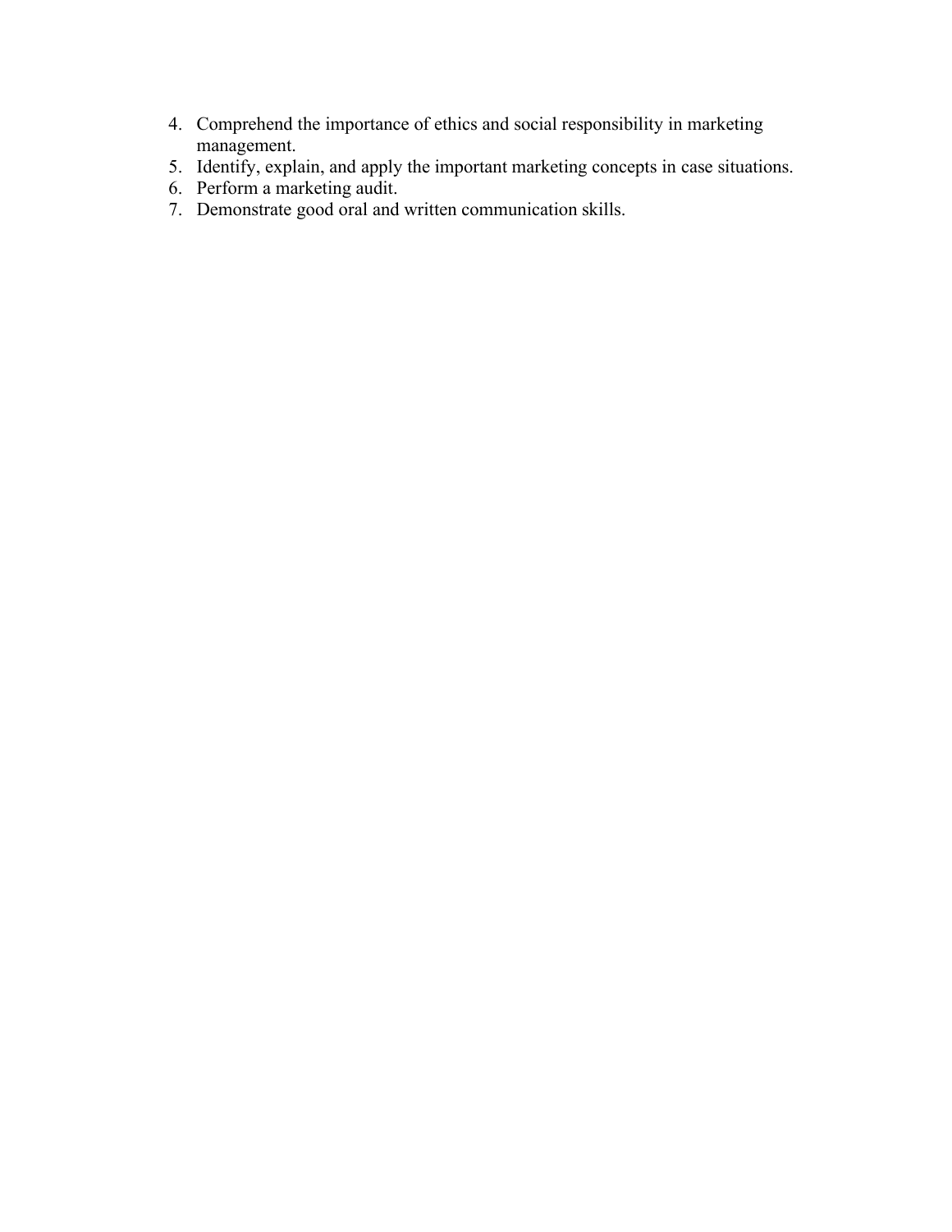4. Comprehend the importance of ethics and social responsibility in marketing management.
5. Identify, explain, and apply the important marketing concepts in case situations.
6. Perform a marketing audit.
7. Demonstrate good oral and written communication skills.